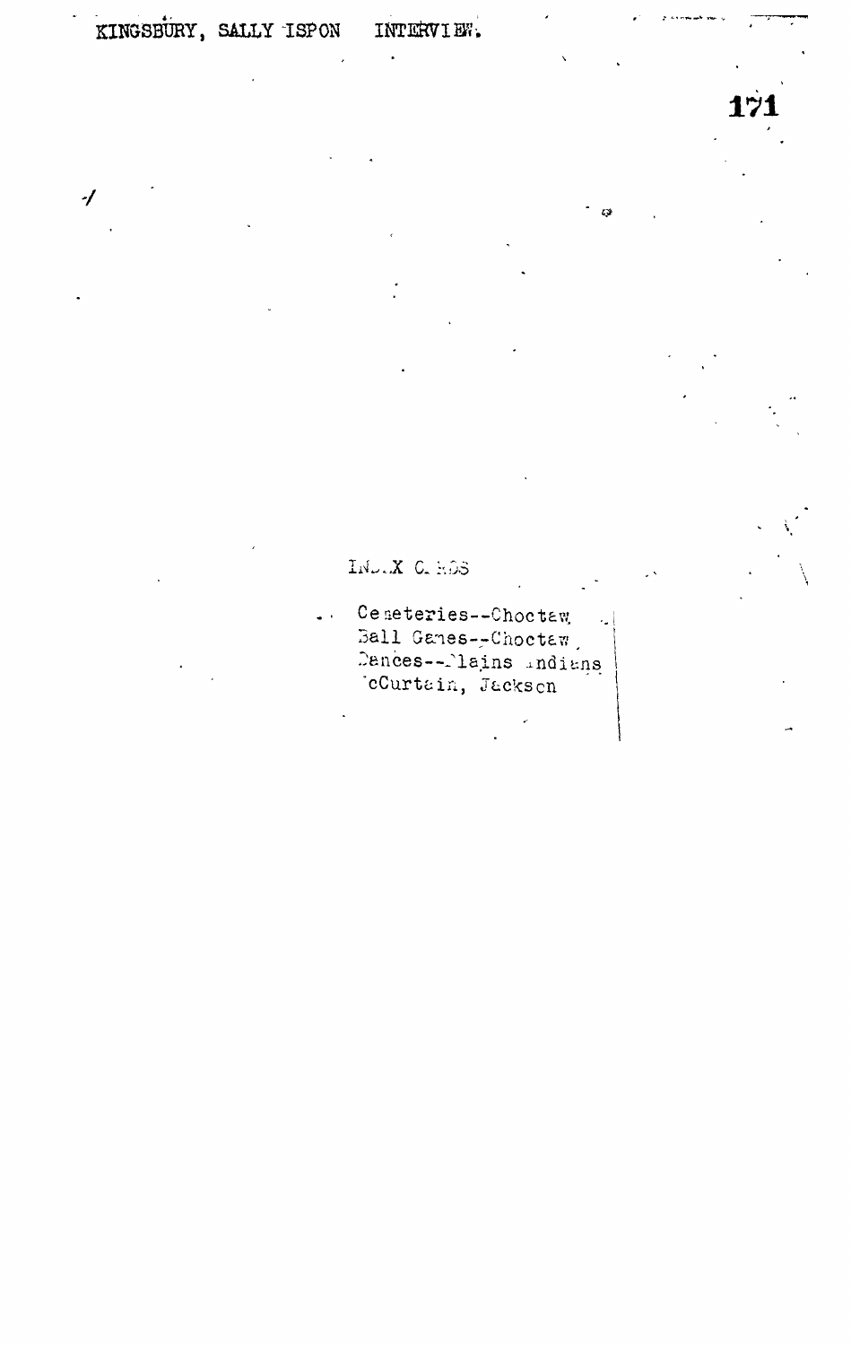KINGSBURY, SALLY ISPON INTERVIEW.

INDEX CARDS

- Cemeteries--Choctaw
- Ball Games--Choctaw
- Dances--Plains Indians
- McCurtain, Jackson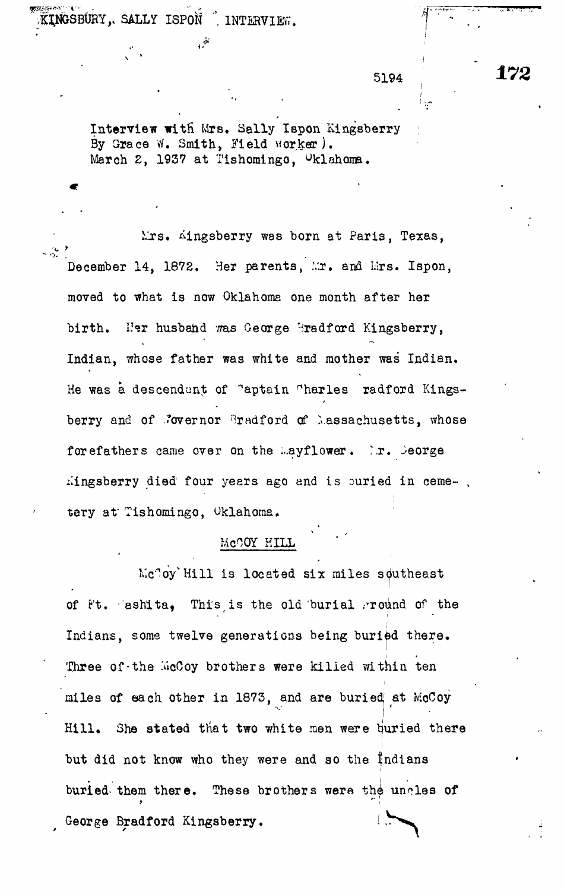Interview with Mrs. Sally Ispon Kingsberry
By Grace W. Smith, Field worker).
March 2, 1937 at Tishomingo, Oklahoma.

Mrs. Kingsberry was born at Paris, Texas, December 14, 1872. Her parents, Mr. and Mrs. Ispon, moved to what is now Oklahoma one month after her birth. Her husband was George Bradford Kingsberry, Indian, whose father was white and mother was Indian. He was a descendant of Captain Charles Bradford Kingsberry and of Governor Bradford of Massachusetts, whose forefathers came over on the Mayflower. Mr. George Kingsberry died four years ago and is buried in cemetery at Tishomingo, Oklahoma.

## McCOY HILL

McCoy Hill is located six miles southeast of Ft. Washita. This is the old burial ground of the Indians, some twelve generations being buried there. Three of the McCoy brothers were killed within ten miles of each other in 1873, and are buried at McCoy Hill. She stated that two white men were buried there but did not know who they were and so the Indians buried them there. These brothers were the uncles of George Bradford Kingsberry.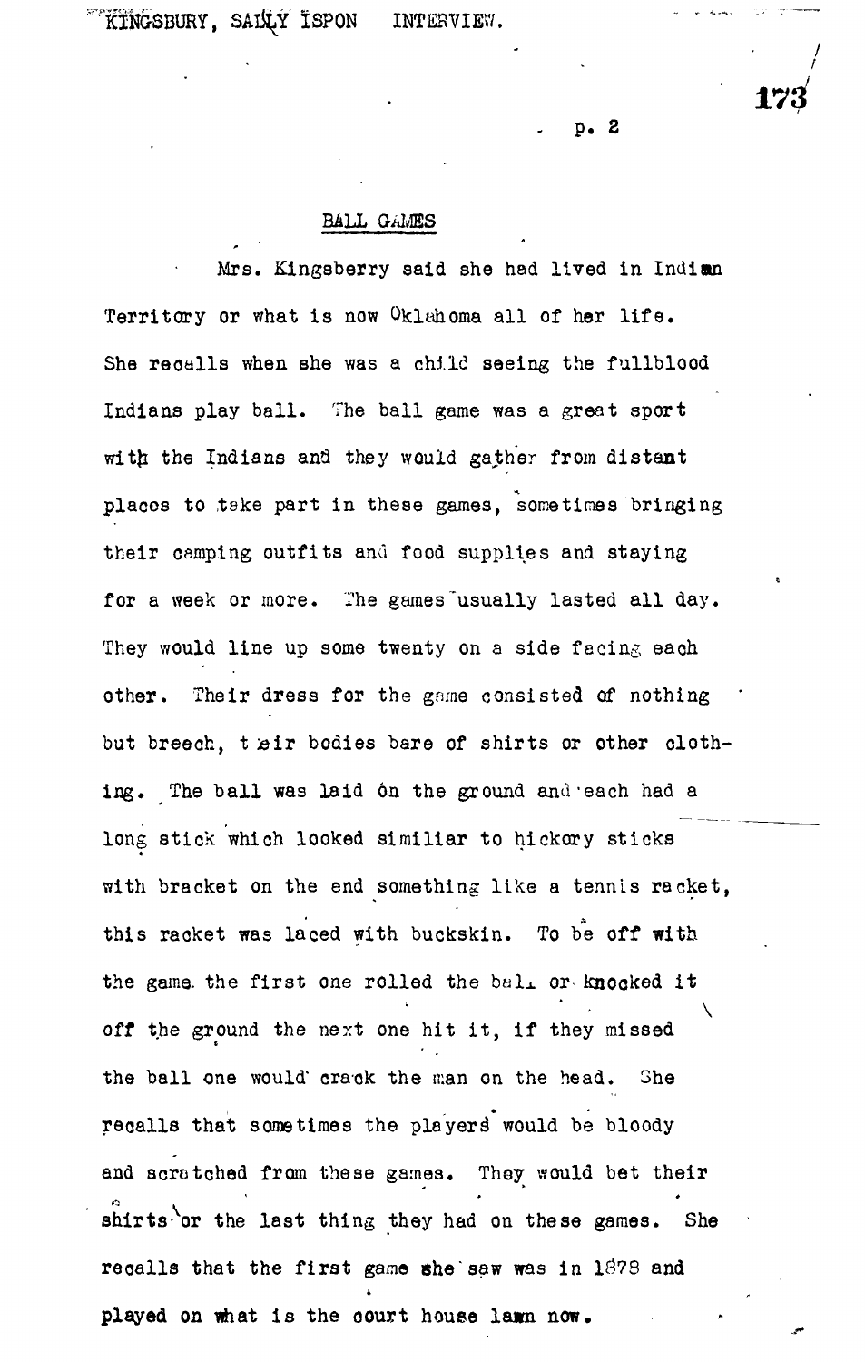## BALL GAMES

Mrs. Kingsberry said she had lived in Indian Territory or what is now Oklahoma all of her life. She recalls when she was a child seeing the fullblood Indians play ball. The ball game was a great sport with the Indians and they would gather from distant places to take part in these games, sometimes bringing their camping outfits and food supplies and staying for a week or more. The games usually lasted all day. They would line up some twenty on a side facing each other. Their dress for the game consisted of nothing but breech, their bodies bare of shirts or other clothing. The ball was laid on the ground and each had a long stick which looked similiar to hickory sticks with bracket on the end something like a tennis racket, this racket was laced with buckskin. To be off with the game the first one rolled the ball or knocked it off the ground the next one hit it, if they missed the ball one would crack the man on the head. She recalls that sometimes the players would be bloody and scratched from these games. They would bet their shirts or the last thing they had on these games. She recalls that the first game she saw was in 1878 and played on what is the court house lawn now.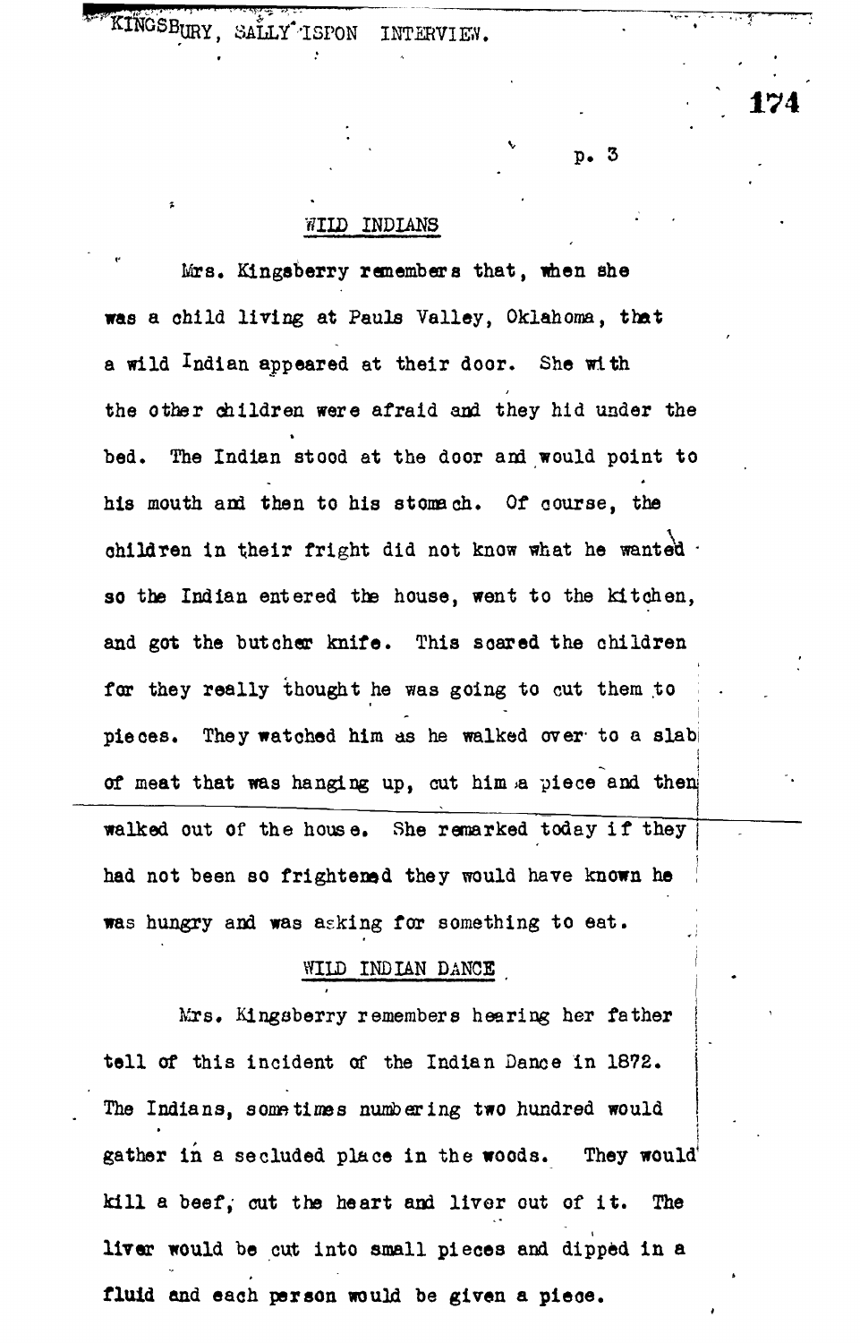## WILD INDIANS

Mrs. Kingsberry remembers that, when she was a child living at Pauls Valley, Oklahoma, that a wild Indian appeared at their door. She with the other children were afraid and they hid under the bed. The Indian stood at the door and would point to his mouth and then to his stomach. Of course, the children in their fright did not know what he wanted so the Indian entered the house, went to the kitchen, and got the butcher knife. This scared the children for they really thought he was going to cut them to pieces. They watched him as he walked over to a slab of meat that was hanging up, cut him a piece and then walked out of the house. She remarked today if they had not been so frightened they would have known he was hungry and was asking for something to eat.

## WILD INDIAN DANCE

Mrs. Kingsberry remembers hearing her father tell of this incident of the Indian Dance in 1872. The Indians, sometimes numbering two hundred would gather in a secluded place in the woods. They would kill a beef, cut the heart and liver out of it. The liver would be cut into small pieces and dipped in a fluid and each person would be given a piece.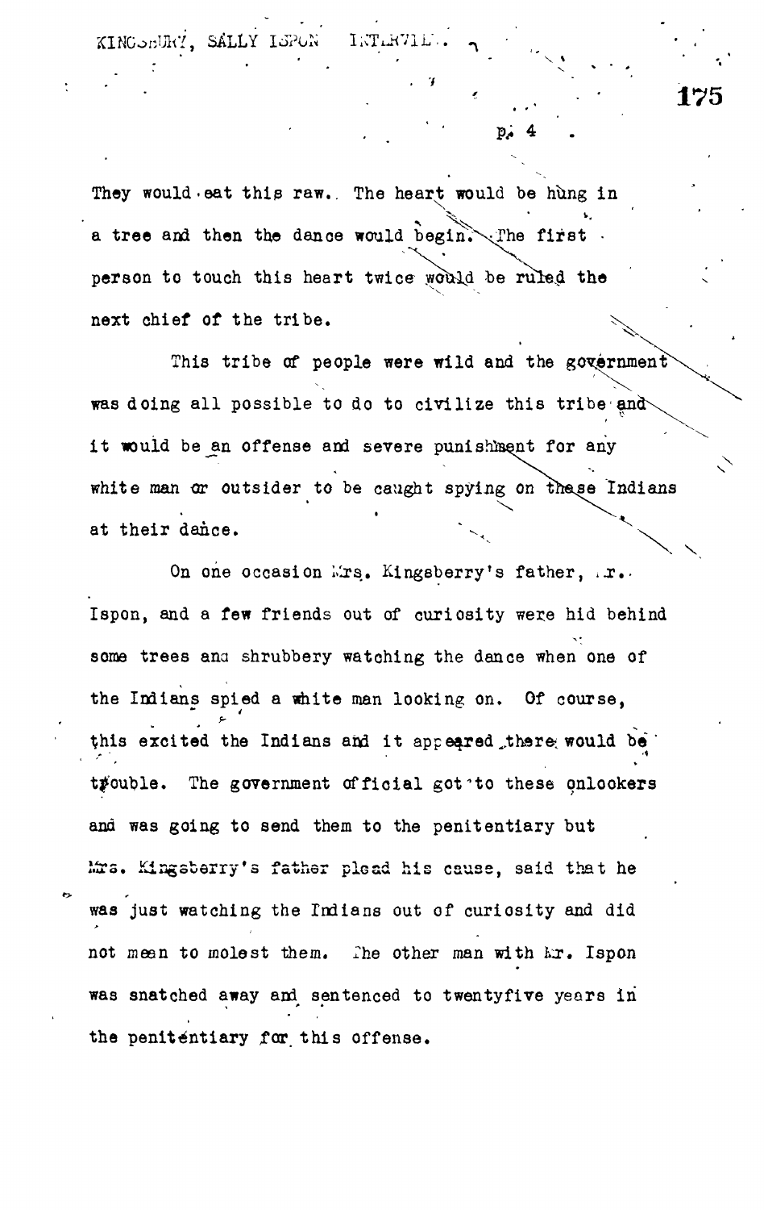They would eat this raw. The heart would be hung in a tree and then the dance would begin. The first person to touch this heart twice would be ruled the next chief of the tribe.

This tribe of people were wild and the government was doing all possible to do to civilize this tribe and it would be an offense and severe punishment for any white man or outsider to be caught spying on these Indians at their dance.

On one occasion Mrs. Kingsberry's father, Mr. Ispon, and a few friends out of curiosity were hid behind some trees and shrubbery watching the dance when one of the Indians spied a white man looking on. Of course, this excited the Indians and it appeared there would be trouble. The government official got to these onlookers and was going to send them to the penitentiary but Mrs. Kingsberry's father plead his cause, said that he was just watching the Indians out of curiosity and did not mean to molest them. The other man with Mr. Ispon was snatched away and sentenced to twentyfive years in the penitentiary for this offense.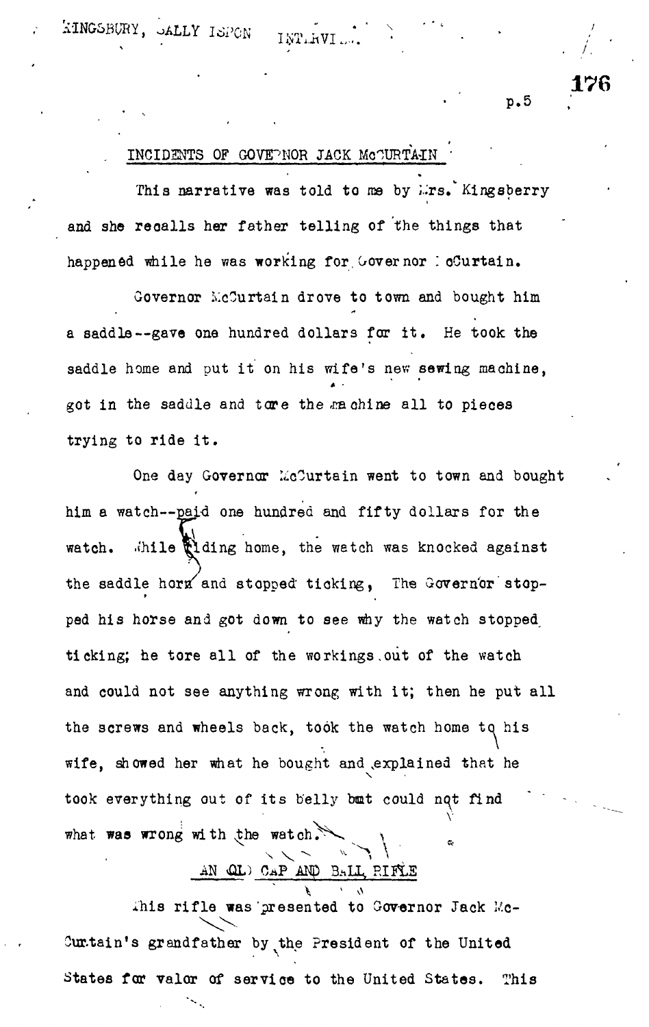## INCIDENTS OF GOVERNOR JACK McCURTAIN

This narrative was told to me by Mrs. Kingsberry and she recalls her father telling of the things that happened while he was working for Governor McCurtain.

Governor McCurtain drove to town and bought him a saddle--gave one hundred dollars for it. He took the saddle home and put it on his wife's new sewing machine, got in the saddle and tore the machine all to pieces trying to ride it.

One day Governor McCurtain went to town and bought him a watch--paid one hundred and fifty dollars for the watch. While riding home, the watch was knocked against the saddle horn and stopped ticking, The Governor stopped his horse and got down to see why the watch stopped ticking; he tore all of the workings out of the watch and could not see anything wrong with it; then he put all the screws and wheels back, took the watch home to his wife, showed her what he bought and explained that he took everything out of its belly but could not find what was wrong with the watch.

## AN OLD CAP AND BALL RIFLE

This rifle was presented to Governor Jack McCurtain's grandfather by the President of the United States for valor of service to the United States. This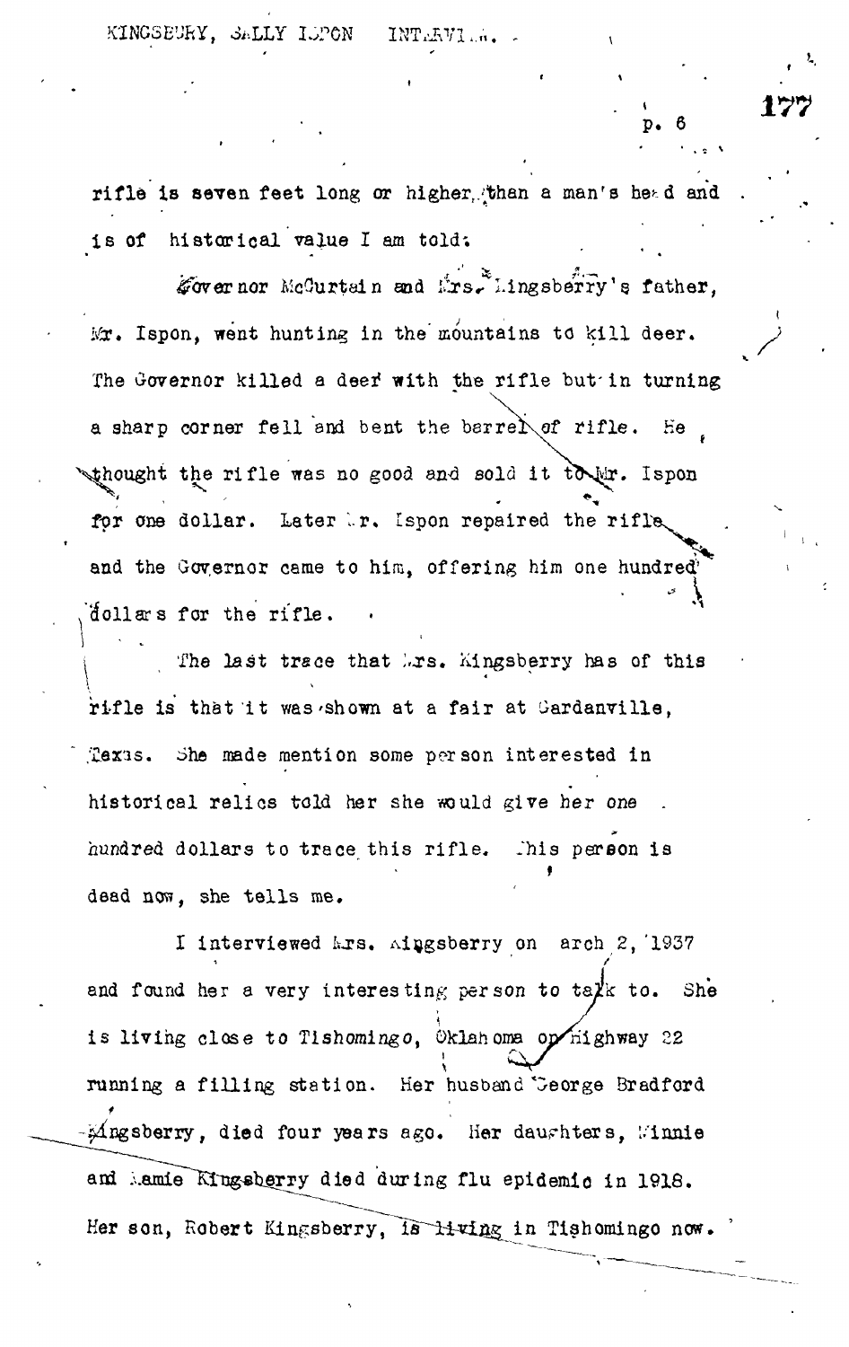rifle is seven feet long or higher than a man's head and is of historical value I am told.

Governor McCurtain and Mrs. Kingsberry's father, Mr. Ispon, went hunting in the mountains to kill deer. The Governor killed a deer with the rifle but in turning a sharp corner fell and bent the barrel of rifle. He thought the rifle was no good and sold it to Mr. Ispon for one dollar. Later Mr. Ispon repaired the rifle and the Governor came to him, offering him one hundred dollars for the rifle.

The last trace that Mrs. Kingsberry has of this rifle is that it was shown at a fair at Gardanville, Texas. She made mention some person interested in historical relics told her she would give her one hundred dollars to trace this rifle. This person is dead now, she tells me.

I interviewed Mrs. Kingsberry on March 2, 1937 and found her a very interesting person to talk to. She is living close to Tishomingo, Oklahoma on Highway 22 running a filling station. Her husband George Bradford Kingsberry, died four years ago. Her daughters, Minnie and Mamie Kingsberry died during flu epidemic in 1918. Her son, Robert Kingsberry, is living in Tishomingo now.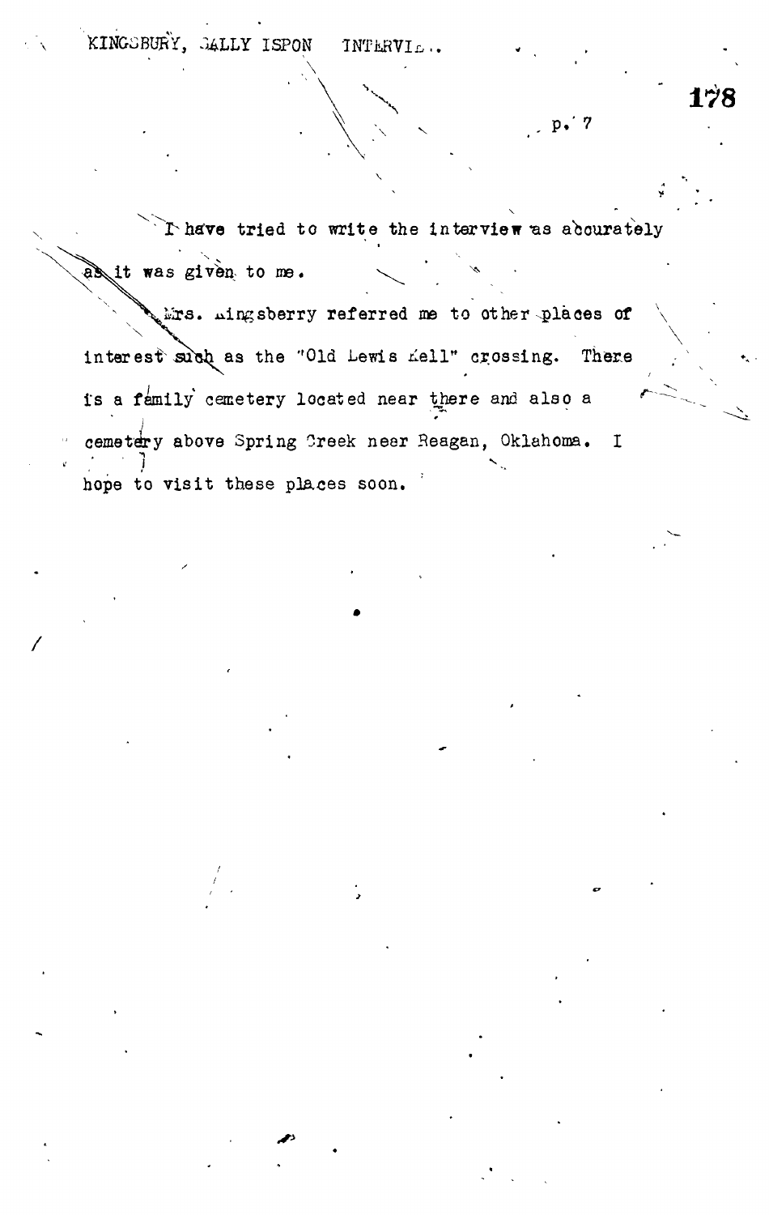I have tried to write the interview as accurately as it was given to me.

Mrs. Kingsberry referred me to other places of interest such as the "Old Lewis Kell" crossing. There is a family cemetery located near there and also a cemetery above Spring Creek near Reagan, Oklahoma. I hope to visit these places soon.